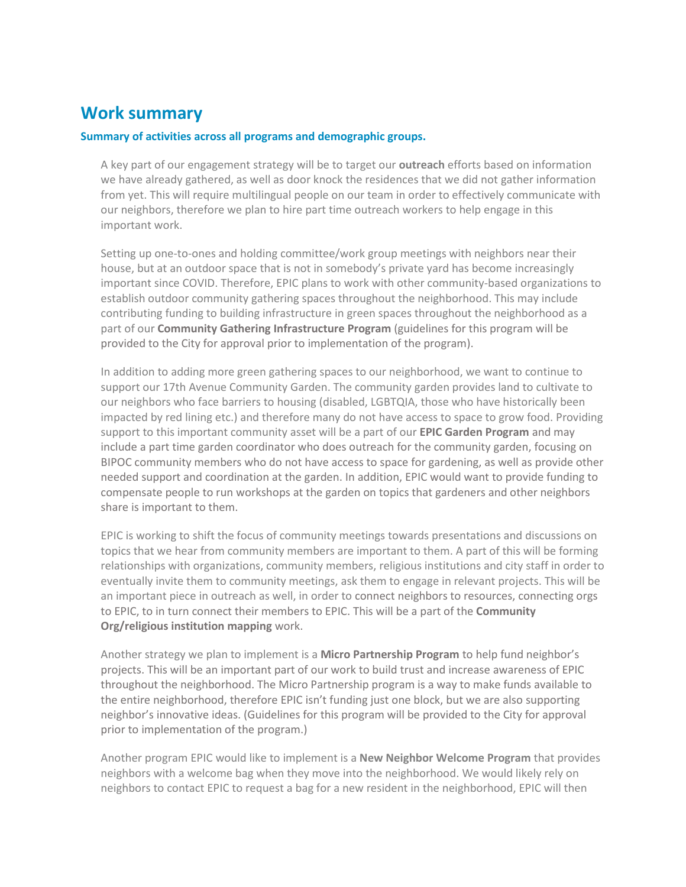# Work summary

### Summary of activities across all programs and demographic groups.

A key part of our engagement strategy will be to target our **outreach** efforts based on information we have already gathered, as well as door knock the residences that we did not gather information from yet. This will require multilingual people on our team in order to effectively communicate with our neighbors, therefore we plan to hire part time outreach workers to help engage in this important work.

Setting up one-to-ones and holding committee/work group meetings with neighbors near their house, but at an outdoor space that is not in somebody's private yard has become increasingly important since COVID. Therefore, EPIC plans to work with other community-based organizations to establish outdoor community gathering spaces throughout the neighborhood. This may include contributing funding to building infrastructure in green spaces throughout the neighborhood as a part of our **Community Gathering Infrastructure Program** (guidelines for this program will be provided to the City for approval prior to implementation of the program).

In addition to adding more green gathering spaces to our neighborhood, we want to continue to support our 17th Avenue Community Garden. The community garden provides land to cultivate to our neighbors who face barriers to housing (disabled, LGBTQIA, those who have historically been impacted by red lining etc.) and therefore many do not have access to space to grow food. Providing support to this important community asset will be a part of our **EPIC Garden Program** and may include a part time garden coordinator who does outreach for the community garden, focusing on BIPOC community members who do not have access to space for gardening, as well as provide other needed support and coordination at the garden. In addition, EPIC would want to provide funding to compensate people to run workshops at the garden on topics that gardeners and other neighbors share is important to them.

EPIC is working to shift the focus of community meetings towards presentations and discussions on topics that we hear from community members are important to them. A part of this will be forming relationships with organizations, community members, religious institutions and city staff in order to eventually invite them to community meetings, ask them to engage in relevant projects. This will be an important piece in outreach as well, in order to connect neighbors to resources, connecting orgs to EPIC, to in turn connect their members to EPIC. This will be a part of the **Community Org/religious institution mapping** work.

Another strategy we plan to implement is a **Micro Partnership Program** to help fund neighbor's projects. This will be an important part of our work to build trust and increase awareness of EPIC throughout the neighborhood. The Micro Partnership program is a way to make funds available to the entire neighborhood, therefore EPIC isn't funding just one block, but we are also supporting neighbor's innovative ideas. (Guidelines for this program will be provided to the City for approval prior to implementation of the program.)

Another program EPIC would like to implement is a **New Neighbor Welcome Program** that provides neighbors with a welcome bag when they move into the neighborhood. We would likely rely on neighbors to contact EPIC to request a bag for a new resident in the neighborhood, EPIC will then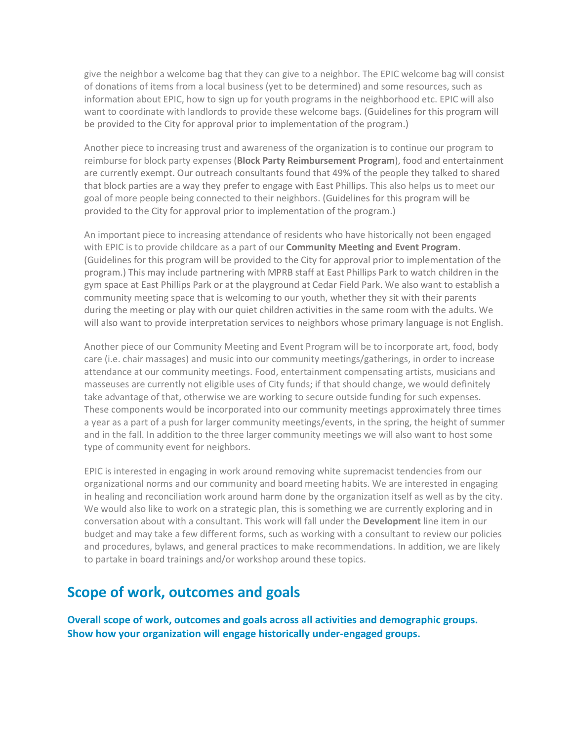give the neighbor a welcome bag that they can give to a neighbor. The EPIC welcome bag will consist of donations of items from a local business (yet to be determined) and some resources, such as information about EPIC, how to sign up for youth programs in the neighborhood etc. EPIC will also want to coordinate with landlords to provide these welcome bags. (Guidelines for this program will be provided to the City for approval prior to implementation of the program.)

Another piece to increasing trust and awareness of the organization is to continue our program to reimburse for block party expenses (**Block Party Reimbursement Program**), food and entertainment are currently exempt. Our outreach consultants found that 49% of the people they talked to shared that block parties are a way they prefer to engage with East Phillips. This also helps us to meet our goal of more people being connected to their neighbors. (Guidelines for this program will be provided to the City for approval prior to implementation of the program.)

An important piece to increasing attendance of residents who have historically not been engaged with EPIC is to provide childcare as a part of our **Community Meeting and Event Program**. (Guidelines for this program will be provided to the City for approval prior to implementation of the program.) This may include partnering with MPRB staff at East Phillips Park to watch children in the gym space at East Phillips Park or at the playground at Cedar Field Park. We also want to establish a community meeting space that is welcoming to our youth, whether they sit with their parents during the meeting or play with our quiet children activities in the same room with the adults. We will also want to provide interpretation services to neighbors whose primary language is not English.

Another piece of our Community Meeting and Event Program will be to incorporate art, food, body care (i.e. chair massages) and music into our community meetings/gatherings, in order to increase attendance at our community meetings. Food, entertainment compensating artists, musicians and masseuses are currently not eligible uses of City funds; if that should change, we would definitely take advantage of that, otherwise we are working to secure outside funding for such expenses. These components would be incorporated into our community meetings approximately three times a year as a part of a push for larger community meetings/events, in the spring, the height of summer and in the fall. In addition to the three larger community meetings we will also want to host some type of community event for neighbors.

EPIC is interested in engaging in work around removing white supremacist tendencies from our organizational norms and our community and board meeting habits. We are interested in engaging in healing and reconciliation work around harm done by the organization itself as well as by the city. We would also like to work on a strategic plan, this is something we are currently exploring and in conversation about with a consultant. This work will fall under the **Development** line item in our budget and may take a few different forms, such as working with a consultant to review our policies and procedures, bylaws, and general practices to make recommendations. In addition, we are likely to partake in board trainings and/or workshop around these topics.

## Scope of work, outcomes and goals

**Overall scope of work, outcomes and goals across all activities and demographic groups. Show how your organization will engage historically under-engaged groups.**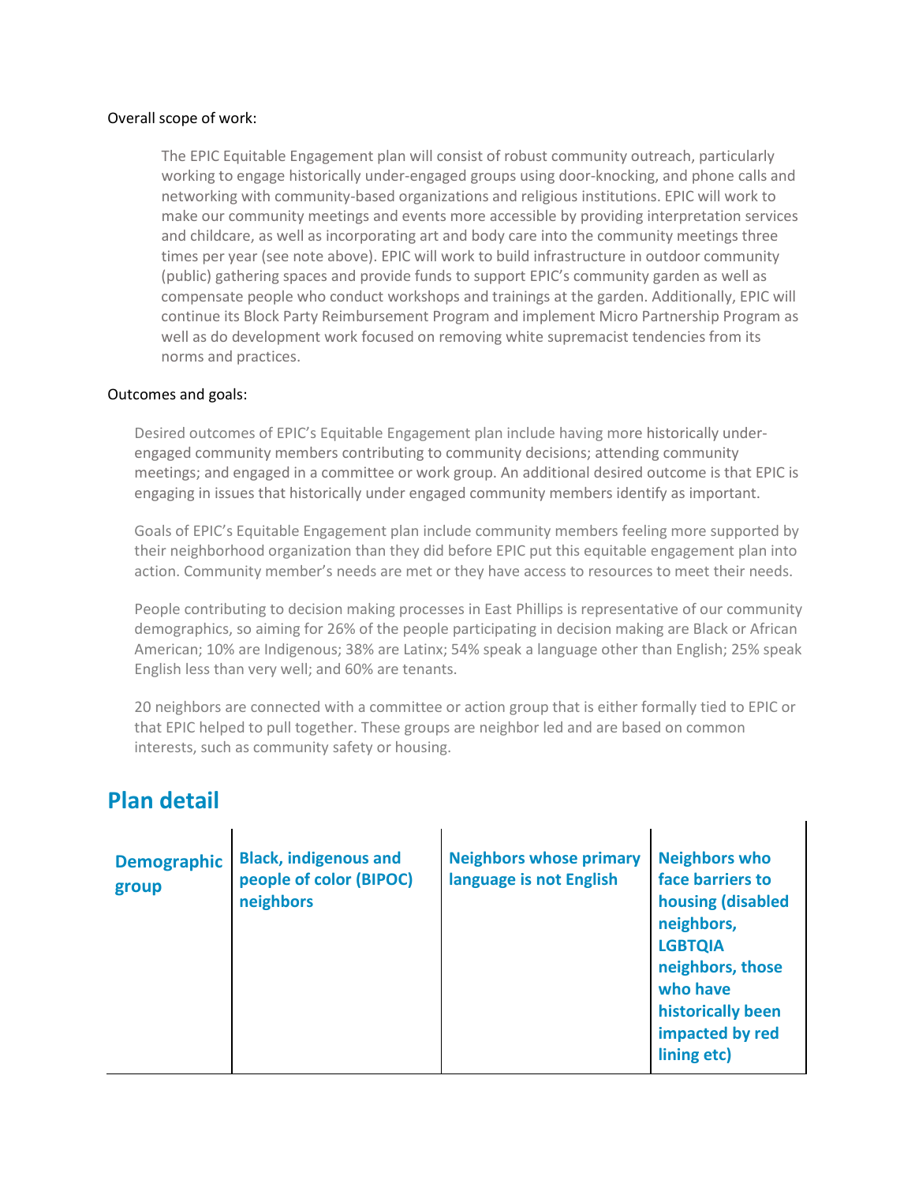Overall scope of work:

> The EPIC Equitable Engagement plan will consist of robust community outreach, particularly working to engage historically under-engaged groups using door-knocking, and phone calls and networking with community-based organizations and religious institutions. EPIC will work to make our community meetings and events more accessible by providing interpretation services and childcare, as well as incorporating art and body care into the community meetings three times per year (see note above). EPIC will work to build infrastructure in outdoor community (public) gathering spaces and provide funds to support EPIC's community garden as well as compensate people who conduct workshops and trainings at the garden. Additionally, EPIC will continue its Block Party Reimbursement Program and implement Micro Partnership Program as well as do development work focused on removing white supremacist tendencies from its norms and practices.

Outcomes and goals:

> Desired outcomes of EPIC's Equitable Engagement plan include having more historically under-engaged community members contributing to community decisions; attending community meetings; and engaged in a committee or work group. An additional desired outcome is that EPIC is engaging in issues that historically under engaged community members identify as important.
>
> Goals of EPIC's Equitable Engagement plan include community members feeling more supported by their neighborhood organization than they did before EPIC put this equitable engagement plan into action. Community member's needs are met or they have access to resources to meet their needs.
>
> People contributing to decision making processes in East Phillips is representative of our community demographics, so aiming for 26% of the people participating in decision making are Black or African American; 10% are Indigenous; 38% are Latinx; 54% speak a language other than English; 25% speak English less than very well; and 60% are tenants.
>
> 20 neighbors are connected with a committee or action group that is either formally tied to EPIC or that EPIC helped to pull together. These groups are neighbor led and are based on common interests, such as community safety or housing.

## Plan detail

| Demographic group | Black, indigenous and people of color (BIPOC) neighbors | Neighbors whose primary language is not English | Neighbors who face barriers to housing (disabled neighbors, LGBTQIA neighbors, those who have historically been impacted by red lining etc) |
|---|---|---|---|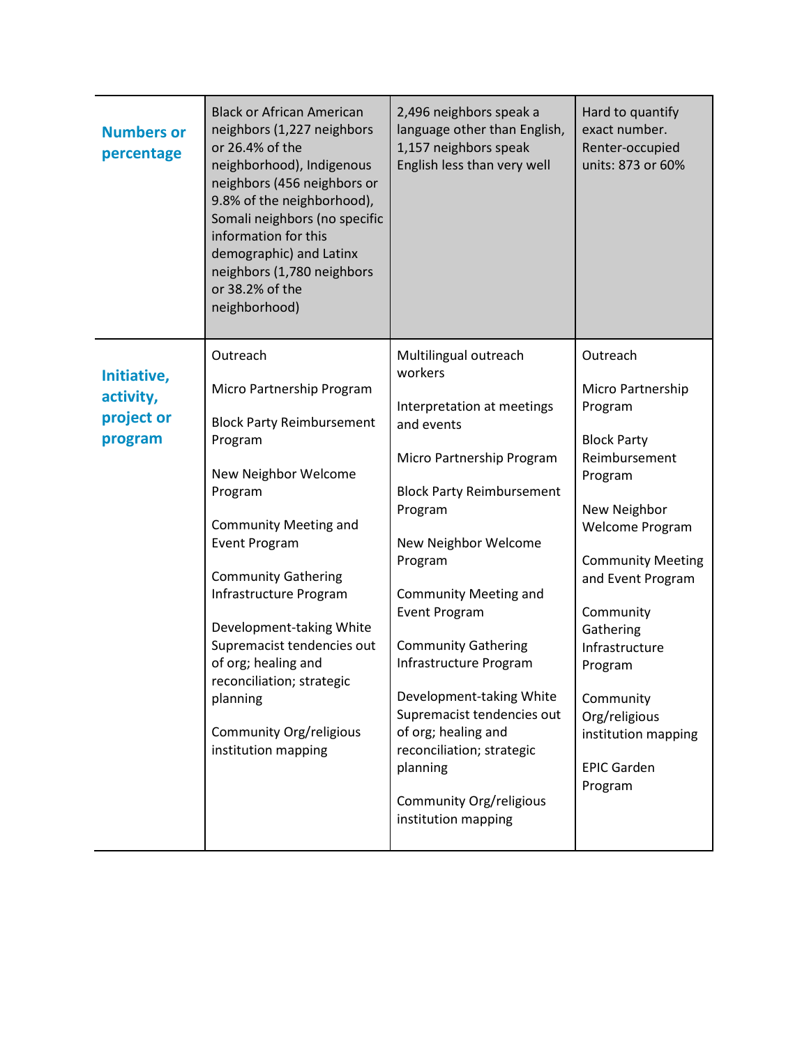| | | | |
|---|---|---|---|
| **Numbers or percentage** | Black or African American neighbors (1,227 neighbors or 26.4% of the neighborhood), Indigenous neighbors (456 neighbors or 9.8% of the neighborhood), Somali neighbors (no specific information for this demographic) and Latinx neighbors (1,780 neighbors or 38.2% of the neighborhood) | 2,496 neighbors speak a language other than English, 1,157 neighbors speak English less than very well | Hard to quantify exact number. Renter-occupied units: 873 or 60% |
| **Initiative, activity, project or program** | Outreach<br><br>Micro Partnership Program<br><br>Block Party Reimbursement Program<br><br>New Neighbor Welcome Program<br><br>Community Meeting and Event Program<br><br>Community Gathering Infrastructure Program<br><br>Development-taking White Supremacist tendencies out of org; healing and reconciliation; strategic planning<br><br>Community Org/religious institution mapping | Multilingual outreach workers<br><br>Interpretation at meetings and events<br><br>Micro Partnership Program<br><br>Block Party Reimbursement Program<br><br>New Neighbor Welcome Program<br><br>Community Meeting and Event Program<br><br>Community Gathering Infrastructure Program<br><br>Development-taking White Supremacist tendencies out of org; healing and reconciliation; strategic planning<br><br>Community Org/religious institution mapping | Outreach<br><br>Micro Partnership Program<br><br>Block Party Reimbursement Program<br><br>New Neighbor Welcome Program<br><br>Community Meeting and Event Program<br><br>Community Gathering Infrastructure Program<br><br>Community Org/religious institution mapping<br><br>EPIC Garden Program |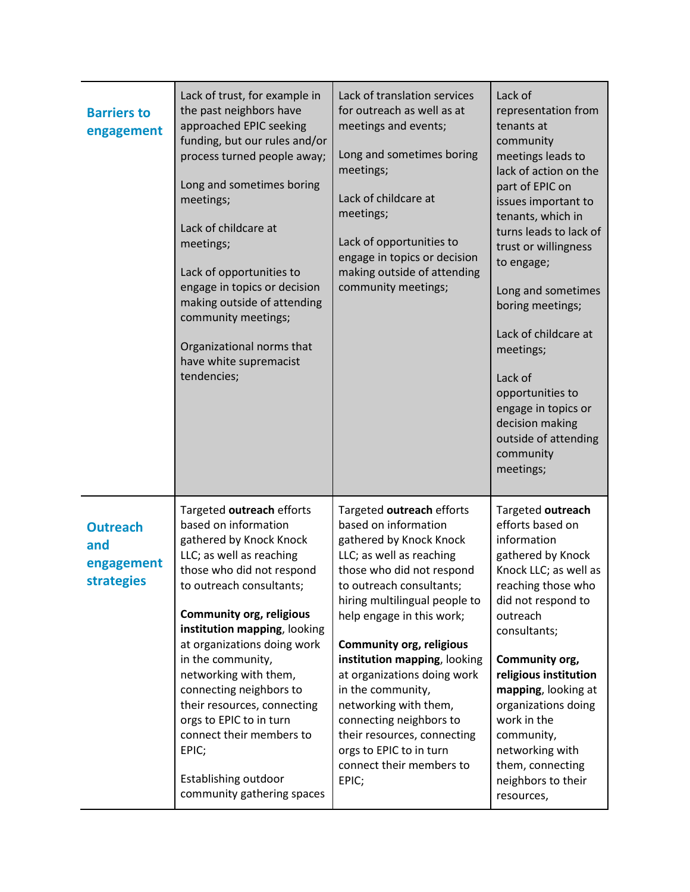| | | | |
|---|---|---|---|
| **Barriers to engagement** | Lack of trust, for example in the past neighbors have approached EPIC seeking funding, but our rules and/or process turned people away;<br><br>Long and sometimes boring meetings;<br><br>Lack of childcare at meetings;<br><br>Lack of opportunities to engage in topics or decision making outside of attending community meetings;<br><br>Organizational norms that have white supremacist tendencies; | Lack of translation services for outreach as well as at meetings and events;<br><br>Long and sometimes boring meetings;<br><br>Lack of childcare at meetings;<br><br>Lack of opportunities to engage in topics or decision making outside of attending community meetings; | Lack of representation from tenants at community meetings leads to lack of action on the part of EPIC on issues important to tenants, which in turns leads to lack of trust or willingness to engage;<br><br>Long and sometimes boring meetings;<br><br>Lack of childcare at meetings;<br><br>Lack of opportunities to engage in topics or decision making outside of attending community meetings; |
| **Outreach and engagement strategies** | Targeted **outreach** efforts based on information gathered by Knock Knock LLC; as well as reaching those who did not respond to outreach consultants;<br><br>**Community org, religious institution mapping**, looking at organizations doing work in the community, networking with them, connecting neighbors to their resources, connecting orgs to EPIC to in turn connect their members to EPIC;<br><br>Establishing outdoor community gathering spaces | Targeted **outreach** efforts based on information gathered by Knock Knock LLC; as well as reaching those who did not respond to outreach consultants; hiring multilingual people to help engage in this work;<br><br>**Community org, religious institution mapping**, looking at organizations doing work in the community, networking with them, connecting neighbors to their resources, connecting orgs to EPIC to in turn connect their members to EPIC; | Targeted **outreach** efforts based on information gathered by Knock Knock LLC; as well as reaching those who did not respond to outreach consultants;<br><br>**Community org, religious institution mapping**, looking at organizations doing work in the community, networking with them, connecting neighbors to their resources, |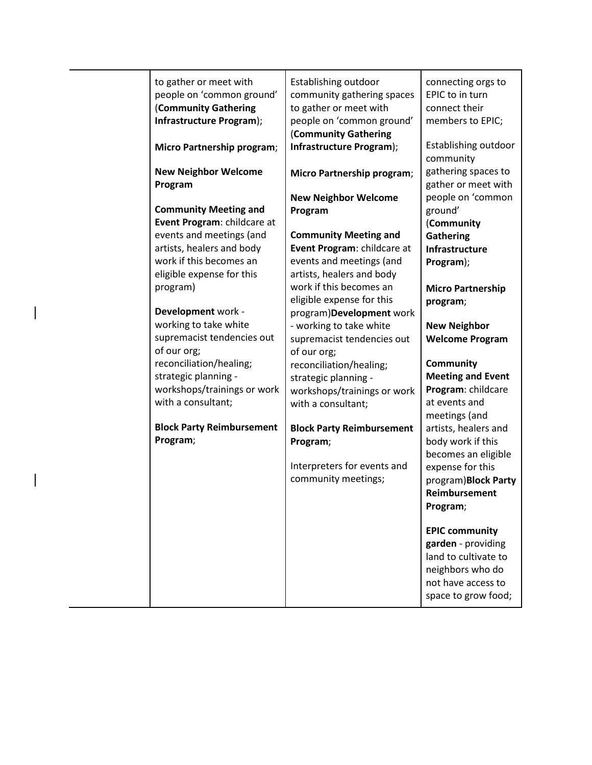| | | | |
|---|---|---|---|
| | to gather or meet with people on 'common ground' (**Community Gathering Infrastructure Program**);<br><br>**Micro Partnership program**;<br><br>**New Neighbor Welcome Program**<br><br>**Community Meeting and Event Program**: childcare at events and meetings (and artists, healers and body work if this becomes an eligible expense for this program)<br><br>**Development** work - working to take white supremacist tendencies out of our org; reconciliation/healing; strategic planning - workshops/trainings or work with a consultant;<br><br>**Block Party Reimbursement Program**; | Establishing outdoor community gathering spaces to gather or meet with people on 'common ground' (**Community Gathering Infrastructure Program**);<br><br>**Micro Partnership program**;<br><br>**New Neighbor Welcome Program**<br><br>**Community Meeting and Event Program**: childcare at events and meetings (and artists, healers and body work if this becomes an eligible expense for this program)**Development** work - working to take white supremacist tendencies out of our org; reconciliation/healing; strategic planning - workshops/trainings or work with a consultant;<br><br>**Block Party Reimbursement Program**;<br><br>Interpreters for events and community meetings; | connecting orgs to EPIC to in turn connect their members to EPIC;<br><br>Establishing outdoor community gathering spaces to gather or meet with people on 'common ground' (**Community Gathering Infrastructure Program**);<br><br>**Micro Partnership program**;<br><br>**New Neighbor Welcome Program**<br><br>**Community Meeting and Event Program**: childcare at events and meetings (and artists, healers and body work if this becomes an eligible expense for this program)**Block Party Reimbursement Program**;<br><br>**EPIC community garden** - providing land to cultivate to neighbors who do not have access to space to grow food; |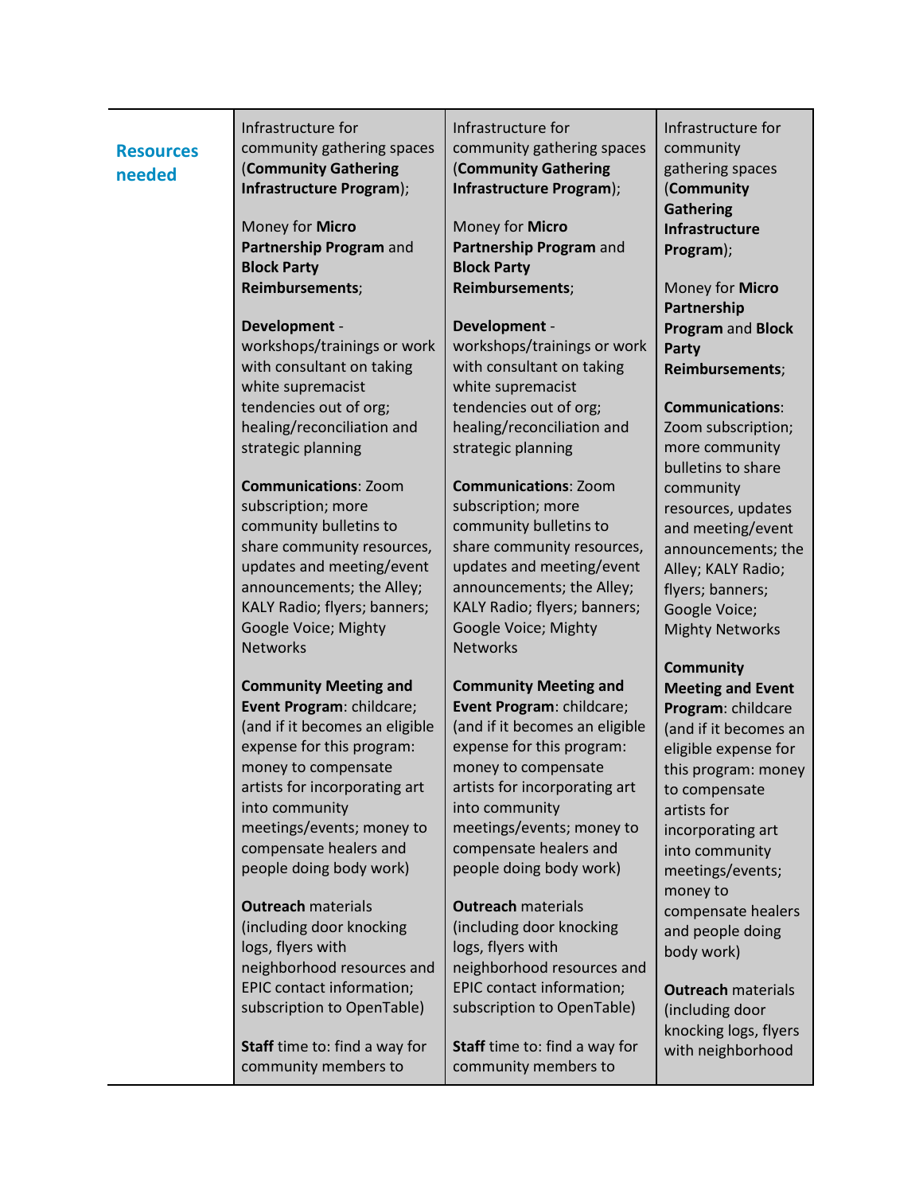| Resources needed | Infrastructure for community gathering spaces (**Community Gathering Infrastructure Program**);<br><br>Money for **Micro Partnership Program** and **Block Party Reimbursements**;<br><br>**Development** - workshops/trainings or work with consultant on taking white supremacist tendencies out of org; healing/reconciliation and strategic planning<br><br>**Communications**: Zoom subscription; more community bulletins to share community resources, updates and meeting/event announcements; the Alley; KALY Radio; flyers; banners; Google Voice; Mighty Networks<br><br>**Community Meeting and Event Program**: childcare; (and if it becomes an eligible expense for this program: money to compensate artists for incorporating art into community meetings/events; money to compensate healers and people doing body work)<br><br>**Outreach** materials (including door knocking logs, flyers with neighborhood resources and EPIC contact information; subscription to OpenTable)<br><br>**Staff** time to: find a way for community members to | Infrastructure for community gathering spaces (**Community Gathering Infrastructure Program**);<br><br>Money for **Micro Partnership Program** and **Block Party Reimbursements**;<br><br>**Development** - workshops/trainings or work with consultant on taking white supremacist tendencies out of org; healing/reconciliation and strategic planning<br><br>**Communications**: Zoom subscription; more community bulletins to share community resources, updates and meeting/event announcements; the Alley; KALY Radio; flyers; banners; Google Voice; Mighty Networks<br><br>**Community Meeting and Event Program**: childcare; (and if it becomes an eligible expense for this program: money to compensate artists for incorporating art into community meetings/events; money to compensate healers and people doing body work)<br><br>**Outreach** materials (including door knocking logs, flyers with neighborhood resources and EPIC contact information; subscription to OpenTable)<br><br>**Staff** time to: find a way for community members to | Infrastructure for community gathering spaces (**Community Gathering Infrastructure Program**);<br><br>Money for **Micro Partnership Program** and **Block Party Reimbursements**;<br><br>**Communications**: Zoom subscription; more community bulletins to share community resources, updates and meeting/event announcements; the Alley; KALY Radio; flyers; banners; Google Voice; Mighty Networks<br><br>**Community Meeting and Event Program**: childcare (and if it becomes an eligible expense for this program: money to compensate artists for incorporating art into community meetings/events; money to compensate healers and people doing body work)<br><br>**Outreach** materials (including door knocking logs, flyers with neighborhood |
|---|---|---|---|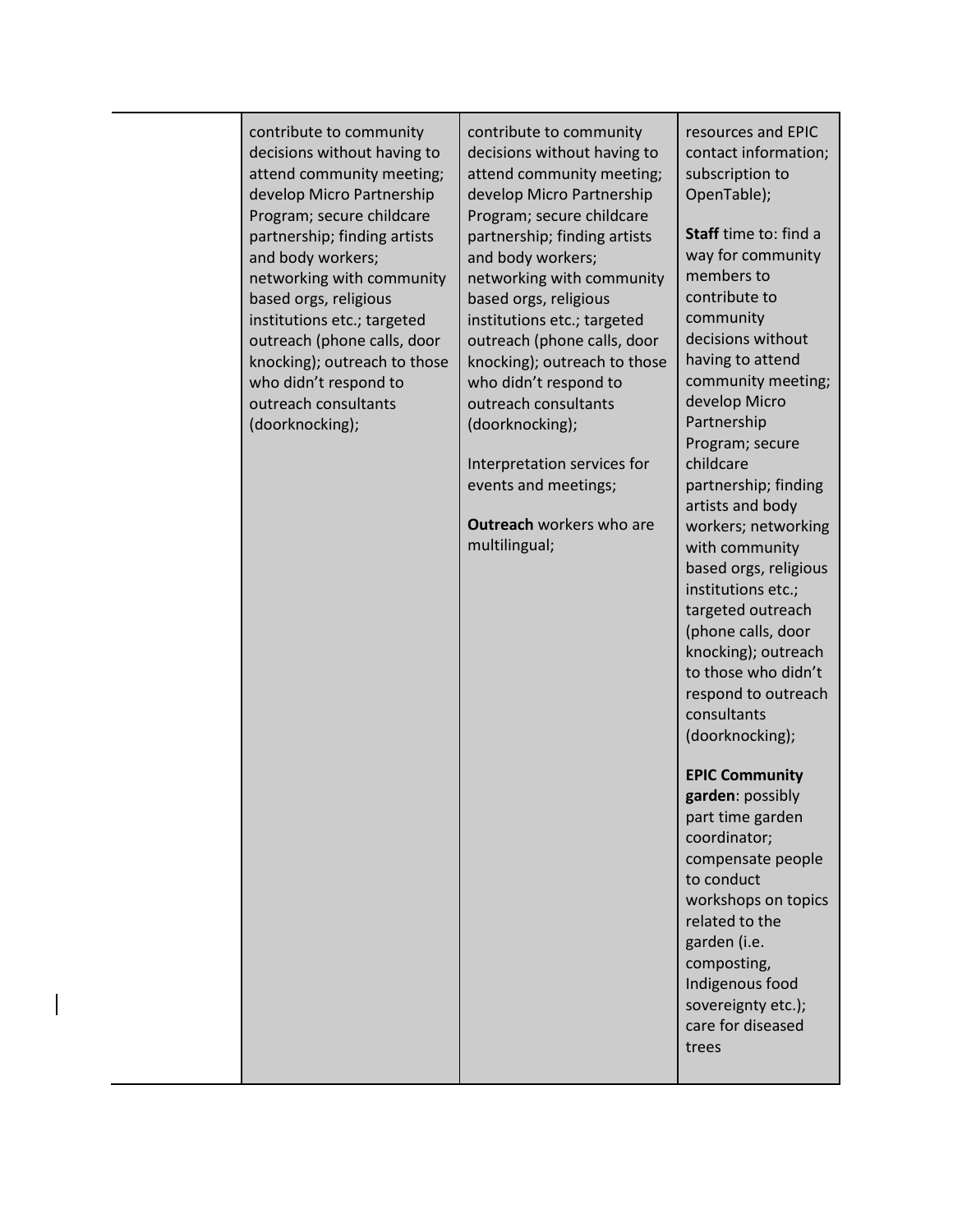| | | | |
|---|---|---|---|
| | contribute to community decisions without having to attend community meeting; develop Micro Partnership Program; secure childcare partnership; finding artists and body workers; networking with community based orgs, religious institutions etc.; targeted outreach (phone calls, door knocking); outreach to those who didn't respond to outreach consultants (doorknocking); | contribute to community decisions without having to attend community meeting; develop Micro Partnership Program; secure childcare partnership; finding artists and body workers; networking with community based orgs, religious institutions etc.; targeted outreach (phone calls, door knocking); outreach to those who didn't respond to outreach consultants (doorknocking);<br><br>Interpretation services for events and meetings;<br><br>**Outreach** workers who are multilingual; | resources and EPIC contact information; subscription to OpenTable);<br><br>**Staff** time to: find a way for community members to contribute to community decisions without having to attend community meeting; develop Micro Partnership Program; secure childcare partnership; finding artists and body workers; networking with community based orgs, religious institutions etc.; targeted outreach (phone calls, door knocking); outreach to those who didn't respond to outreach consultants (doorknocking);<br><br>**EPIC Community garden**: possibly part time garden coordinator; compensate people to conduct workshops on topics related to the garden (i.e. composting, Indigenous food sovereignty etc.); care for diseased trees |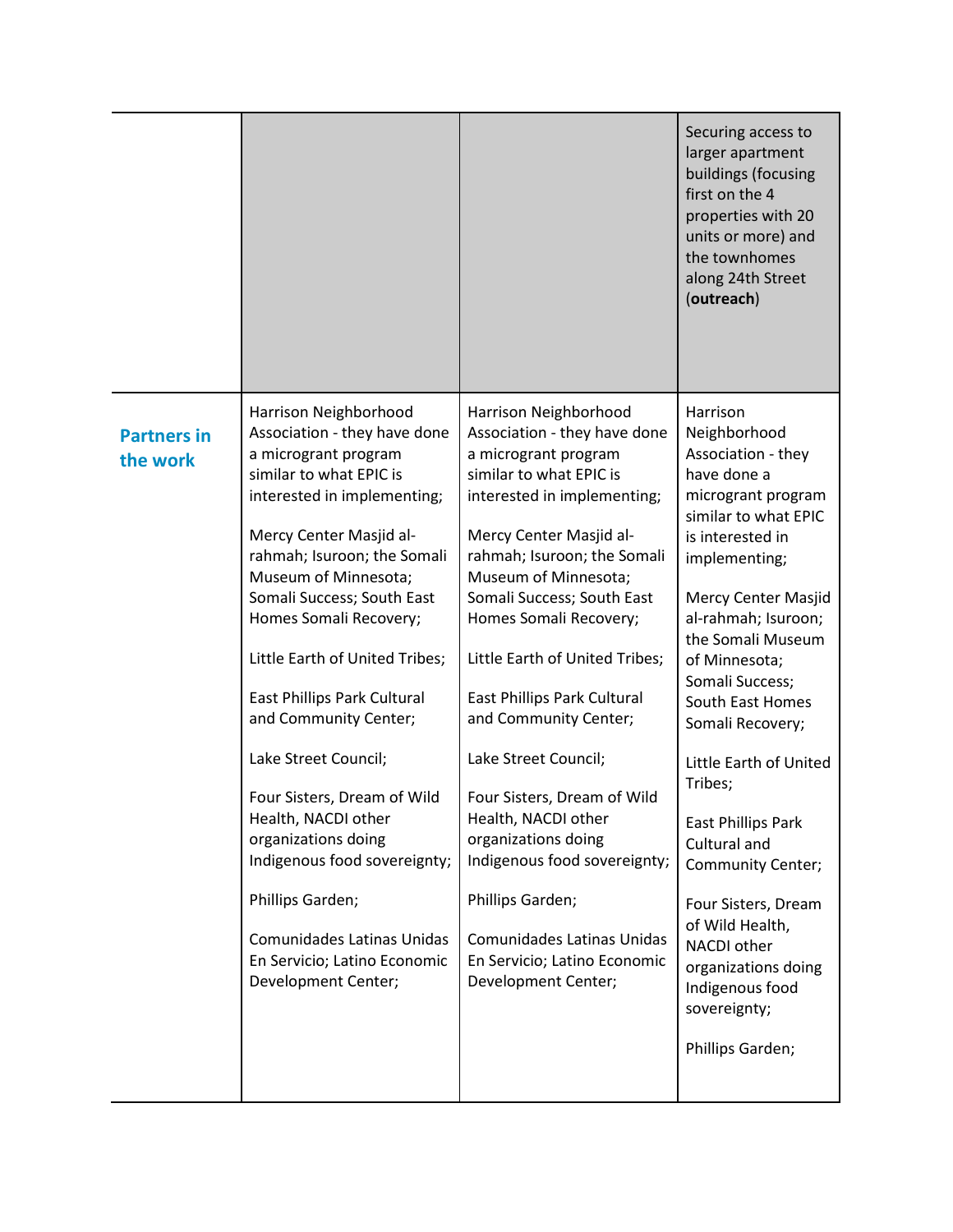| | | | |
|---|---|---|---|
| | | | Securing access to larger apartment buildings (focusing first on the 4 properties with 20 units or more) and the townhomes along 24th Street (**outreach**) |
| **Partners in the work** | Harrison Neighborhood Association - they have done a microgrant program similar to what EPIC is interested in implementing;<br><br>Mercy Center Masjid al-rahmah; Isuroon; the Somali Museum of Minnesota; Somali Success; South East Homes Somali Recovery;<br><br>Little Earth of United Tribes;<br><br>East Phillips Park Cultural and Community Center;<br><br>Lake Street Council;<br><br>Four Sisters, Dream of Wild Health, NACDI other organizations doing Indigenous food sovereignty;<br><br>Phillips Garden;<br><br>Comunidades Latinas Unidas En Servicio; Latino Economic Development Center; | Harrison Neighborhood Association - they have done a microgrant program similar to what EPIC is interested in implementing;<br><br>Mercy Center Masjid al-rahmah; Isuroon; the Somali Museum of Minnesota; Somali Success; South East Homes Somali Recovery;<br><br>Little Earth of United Tribes;<br><br>East Phillips Park Cultural and Community Center;<br><br>Lake Street Council;<br><br>Four Sisters, Dream of Wild Health, NACDI other organizations doing Indigenous food sovereignty;<br><br>Phillips Garden;<br><br>Comunidades Latinas Unidas En Servicio; Latino Economic Development Center; | Harrison Neighborhood Association - they have done a microgrant program similar to what EPIC is interested in implementing;<br><br>Mercy Center Masjid al-rahmah; Isuroon; the Somali Museum of Minnesota; Somali Success; South East Homes Somali Recovery;<br><br>Little Earth of United Tribes;<br><br>East Phillips Park Cultural and Community Center;<br><br>Four Sisters, Dream of Wild Health, NACDI other organizations doing Indigenous food sovereignty;<br><br>Phillips Garden; |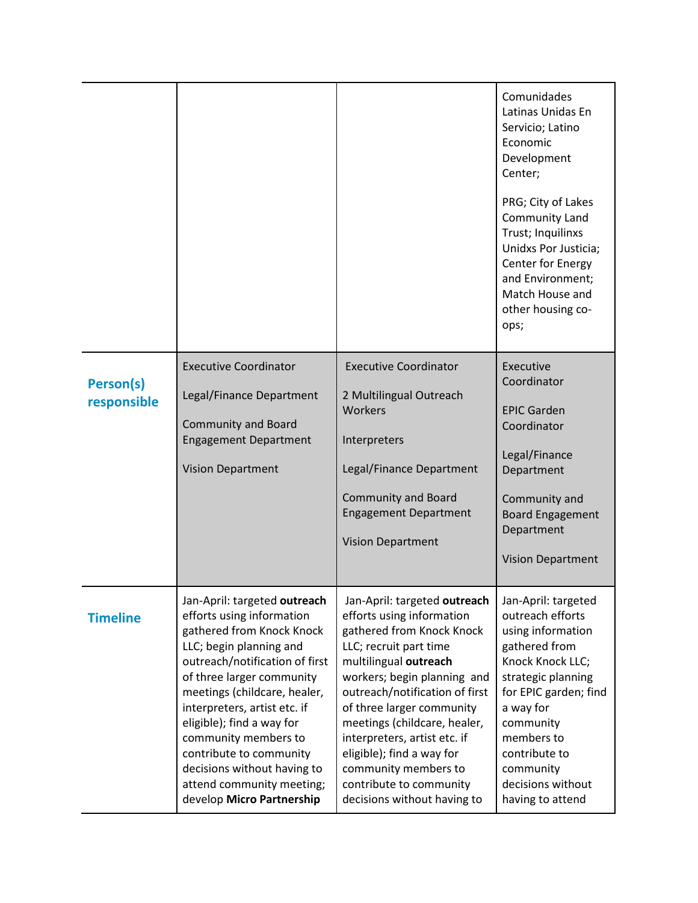| | | | |
|---|---|---|---|
| | | | Comunidades Latinas Unidas En Servicio; Latino Economic Development Center;<br><br>PRG; City of Lakes Community Land Trust; Inquilinxs Unidxs Por Justicia; Center for Energy and Environment; Match House and other housing co-ops; |
| **Person(s) responsible** | Executive Coordinator<br><br>Legal/Finance Department<br><br>Community and Board Engagement Department<br><br>Vision Department | Executive Coordinator<br><br>2 Multilingual Outreach Workers<br><br>Interpreters<br><br>Legal/Finance Department<br><br>Community and Board Engagement Department<br><br>Vision Department | Executive Coordinator<br><br>EPIC Garden Coordinator<br><br>Legal/Finance Department<br><br>Community and Board Engagement Department<br><br>Vision Department |
| **Timeline** | Jan-April: targeted **outreach** efforts using information gathered from Knock Knock LLC; begin planning and outreach/notification of first of three larger community meetings (childcare, healer, interpreters, artist etc. if eligible); find a way for community members to contribute to community decisions without having to attend community meeting; develop **Micro Partnership** | Jan-April: targeted **outreach** efforts using information gathered from Knock Knock LLC; recruit part time multilingual **outreach** workers; begin planning and outreach/notification of first of three larger community meetings (childcare, healer, interpreters, artist etc. if eligible); find a way for community members to contribute to community decisions without having to | Jan-April: targeted outreach efforts using information gathered from Knock Knock LLC; strategic planning for EPIC garden; find a way for community members to contribute to community decisions without having to attend |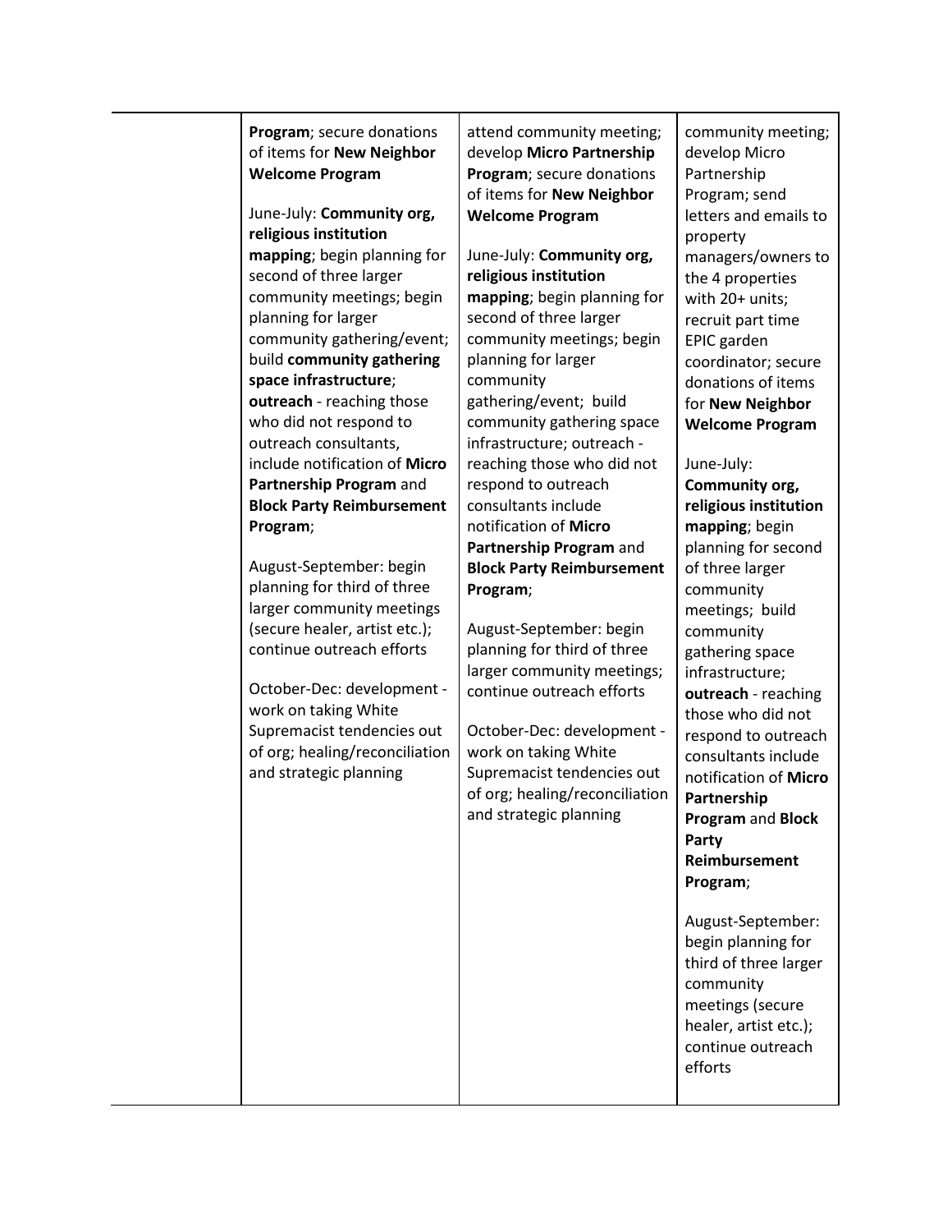| | | | |
|---|---|---|---|
| | **Program**; secure donations of items for **New Neighbor Welcome Program**<br><br>June-July: **Community org, religious institution mapping**; begin planning for second of three larger community meetings; begin planning for larger community gathering/event; build **community gathering space infrastructure**; **outreach** - reaching those who did not respond to outreach consultants, include notification of **Micro Partnership Program** and **Block Party Reimbursement Program**;<br><br>August-September: begin planning for third of three larger community meetings (secure healer, artist etc.); continue outreach efforts<br><br>October-Dec: development - work on taking White Supremacist tendencies out of org; healing/reconciliation and strategic planning | attend community meeting; develop **Micro Partnership Program**; secure donations of items for **New Neighbor Welcome Program**<br><br>June-July: **Community org, religious institution mapping**; begin planning for second of three larger community meetings; begin planning for larger community gathering/event; build community gathering space infrastructure; outreach - reaching those who did not respond to outreach consultants include notification of **Micro Partnership Program** and **Block Party Reimbursement Program**;<br><br>August-September: begin planning for third of three larger community meetings; continue outreach efforts<br><br>October-Dec: development - work on taking White Supremacist tendencies out of org; healing/reconciliation and strategic planning | community meeting; develop Micro Partnership Program; send letters and emails to property managers/owners to the 4 properties with 20+ units; recruit part time EPIC garden coordinator; secure donations of items for **New Neighbor Welcome Program**<br><br>June-July: **Community org, religious institution mapping**; begin planning for second of three larger community meetings; build community gathering space infrastructure; **outreach** - reaching those who did not respond to outreach consultants include notification of **Micro Partnership Program** and **Block Party Reimbursement Program**;<br><br>August-September: begin planning for third of three larger community meetings (secure healer, artist etc.); continue outreach efforts |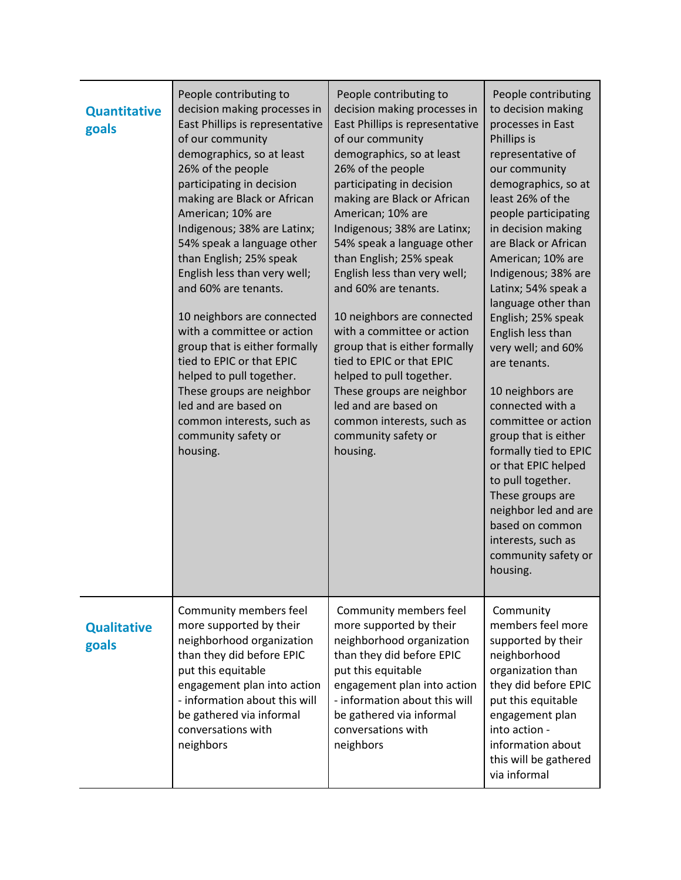| | | | |
|---|---|---|---|
| **Quantitative goals** | People contributing to decision making processes in East Phillips is representative of our community demographics, so at least 26% of the people participating in decision making are Black or African American; 10% are Indigenous; 38% are Latinx; 54% speak a language other than English; 25% speak English less than very well; and 60% are tenants.<br><br>10 neighbors are connected with a committee or action group that is either formally tied to EPIC or that EPIC helped to pull together. These groups are neighbor led and are based on common interests, such as community safety or housing. | People contributing to decision making processes in East Phillips is representative of our community demographics, so at least 26% of the people participating in decision making are Black or African American; 10% are Indigenous; 38% are Latinx; 54% speak a language other than English; 25% speak English less than very well; and 60% are tenants.<br><br>10 neighbors are connected with a committee or action group that is either formally tied to EPIC or that EPIC helped to pull together. These groups are neighbor led and are based on common interests, such as community safety or housing. | People contributing to decision making processes in East Phillips is representative of our community demographics, so at least 26% of the people participating in decision making are Black or African American; 10% are Indigenous; 38% are Latinx; 54% speak a language other than English; 25% speak English less than very well; and 60% are tenants.<br><br>10 neighbors are connected with a committee or action group that is either formally tied to EPIC or that EPIC helped to pull together. These groups are neighbor led and are based on common interests, such as community safety or housing. |
| **Qualitative goals** | Community members feel more supported by their neighborhood organization than they did before EPIC put this equitable engagement plan into action - information about this will be gathered via informal conversations with neighbors | Community members feel more supported by their neighborhood organization than they did before EPIC put this equitable engagement plan into action - information about this will be gathered via informal conversations with neighbors | Community members feel more supported by their neighborhood organization than they did before EPIC put this equitable engagement plan into action - information about this will be gathered via informal |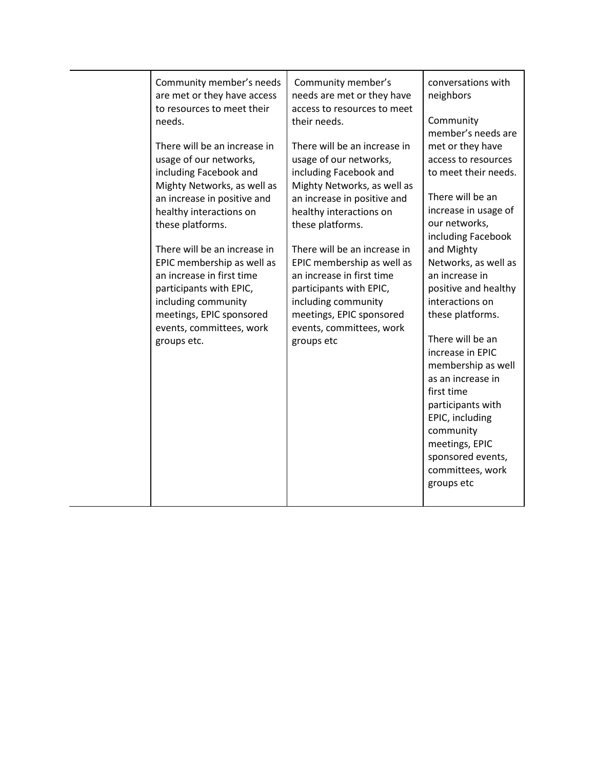| | | | |
|---|---|---|---|
| | Community member's needs are met or they have access to resources to meet their needs.<br><br>There will be an increase in usage of our networks, including Facebook and Mighty Networks, as well as an increase in positive and healthy interactions on these platforms.<br><br>There will be an increase in EPIC membership as well as an increase in first time participants with EPIC, including community meetings, EPIC sponsored events, committees, work groups etc. | Community member's needs are met or they have access to resources to meet their needs.<br><br>There will be an increase in usage of our networks, including Facebook and Mighty Networks, as well as an increase in positive and healthy interactions on these platforms.<br><br>There will be an increase in EPIC membership as well as an increase in first time participants with EPIC, including community meetings, EPIC sponsored events, committees, work groups etc | conversations with neighbors<br><br>Community member's needs are met or they have access to resources to meet their needs.<br><br>There will be an increase in usage of our networks, including Facebook and Mighty Networks, as well as an increase in positive and healthy interactions on these platforms.<br><br>There will be an increase in EPIC membership as well as an increase in first time participants with EPIC, including community meetings, EPIC sponsored events, committees, work groups etc |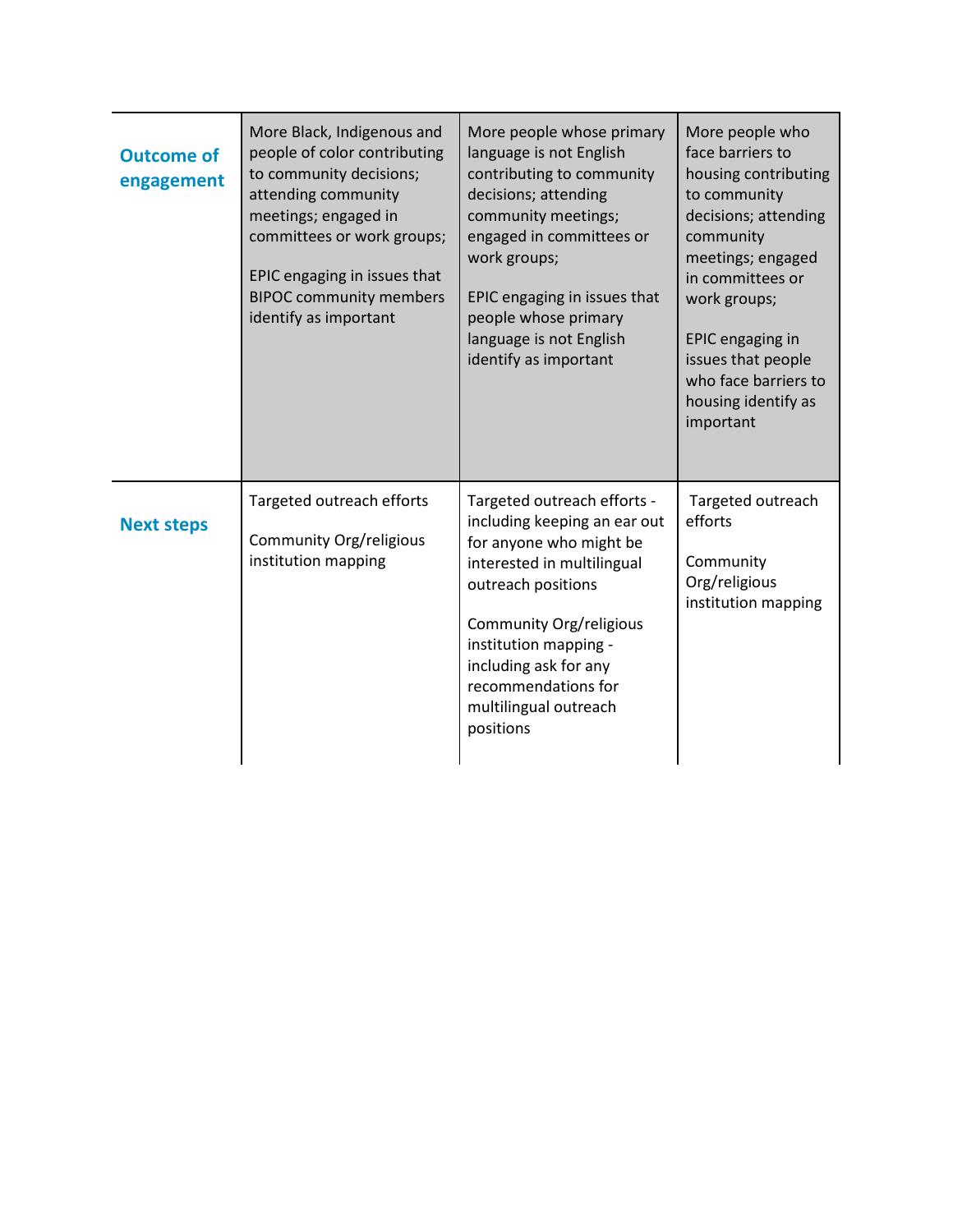| | | | |
|---|---|---|---|
| **Outcome of engagement** | More Black, Indigenous and people of color contributing to community decisions; attending community meetings; engaged in committees or work groups;<br><br>EPIC engaging in issues that BIPOC community members identify as important | More people whose primary language is not English contributing to community decisions; attending community meetings; engaged in committees or work groups;<br><br>EPIC engaging in issues that people whose primary language is not English identify as important | More people who face barriers to housing contributing to community decisions; attending community meetings; engaged in committees or work groups;<br><br>EPIC engaging in issues that people who face barriers to housing identify as important |
| **Next steps** | Targeted outreach efforts<br><br>Community Org/religious institution mapping | Targeted outreach efforts - including keeping an ear out for anyone who might be interested in multilingual outreach positions<br><br>Community Org/religious institution mapping - including ask for any recommendations for multilingual outreach positions | Targeted outreach efforts<br><br>Community Org/religious institution mapping |